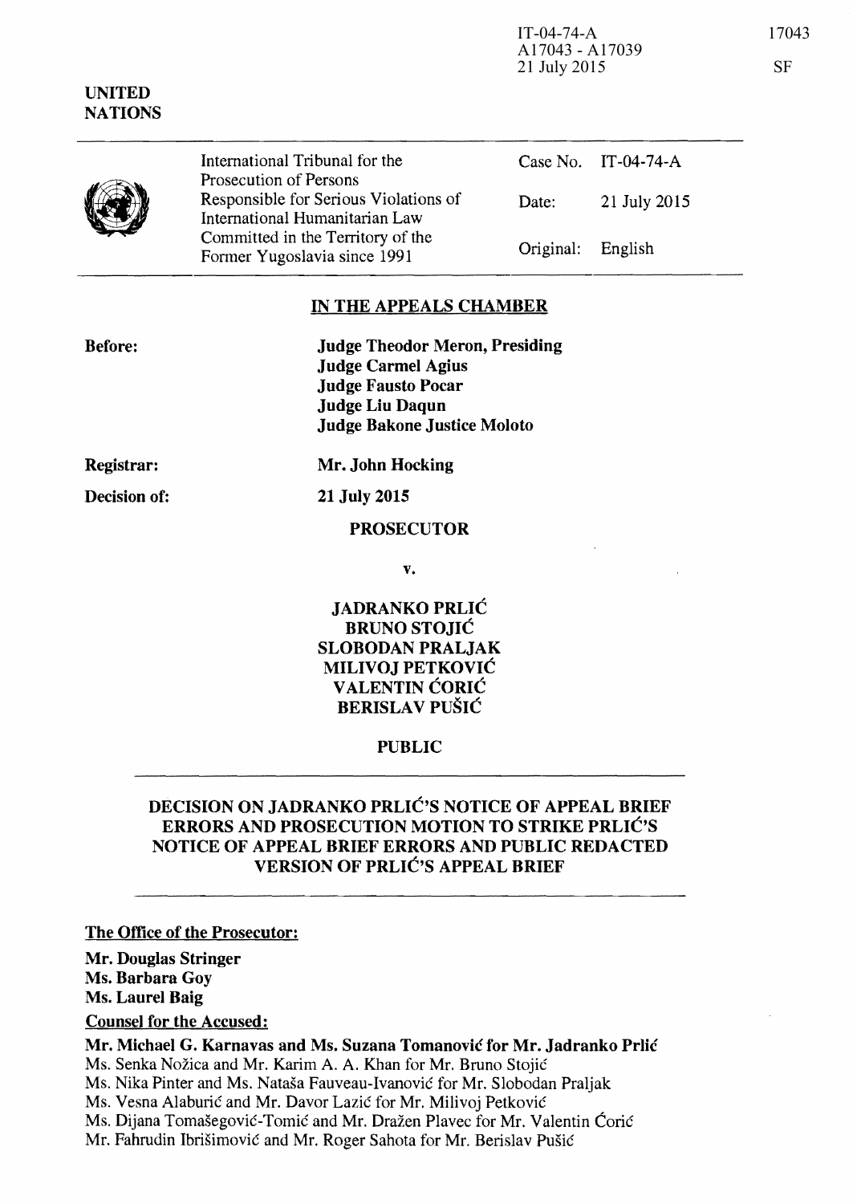IT-04-74-A
A17043 - A17039
21 July 2015

17043

SF

UNITED NATIONS

| International Tribunal for the Prosecution of Persons Responsible for Serious Violations of International Humanitarian Law Committed in the Territory of the Former Yugoslavia since 1991 | Case No. | IT-04-74-A |
|---|---|---|
| | Date: | 21 July 2015 |
| | Original: | English |

## IN THE APPEALS CHAMBER

**Before:**

**Judge Theodor Meron, Presiding**
**Judge Carmel Agius**
**Judge Fausto Pocar**
**Judge Liu Daqun**
**Judge Bakone Justice Moloto**

**Registrar:** **Mr. John Hocking**

**Decision of:** **21 July 2015**

**PROSECUTOR**

**v.**

**JADRANKO PRLIĆ**
**BRUNO STOJIĆ**
**SLOBODAN PRALJAK**
**MILIVOJ PETKOVIĆ**
**VALENTIN ĆORIĆ**
**BERISLAV PUŠIĆ**

**PUBLIC**

## DECISION ON JADRANKO PRLIĆ'S NOTICE OF APPEAL BRIEF ERRORS AND PROSECUTION MOTION TO STRIKE PRLIĆ'S NOTICE OF APPEAL BRIEF ERRORS AND PUBLIC REDACTED VERSION OF PRLIĆ'S APPEAL BRIEF

**The Office of the Prosecutor:**

**Mr. Douglas Stringer**
**Ms. Barbara Goy**
**Ms. Laurel Baig**

**Counsel for the Accused:**

**Mr. Michael G. Karnavas and Ms. Suzana Tomanović for Mr. Jadranko Prlić**
Ms. Senka Nožica and Mr. Karim A. A. Khan for Mr. Bruno Stojić
Ms. Nika Pinter and Ms. Nataša Fauveau-Ivanović for Mr. Slobodan Praljak
Ms. Vesna Alaburić and Mr. Davor Lazić for Mr. Milivoj Petković
Ms. Dijana Tomašegović-Tomić and Mr. Dražen Plavec for Mr. Valentin Ćorić
Mr. Fahrudin Ibrišimović and Mr. Roger Sahota for Mr. Berislav Pušić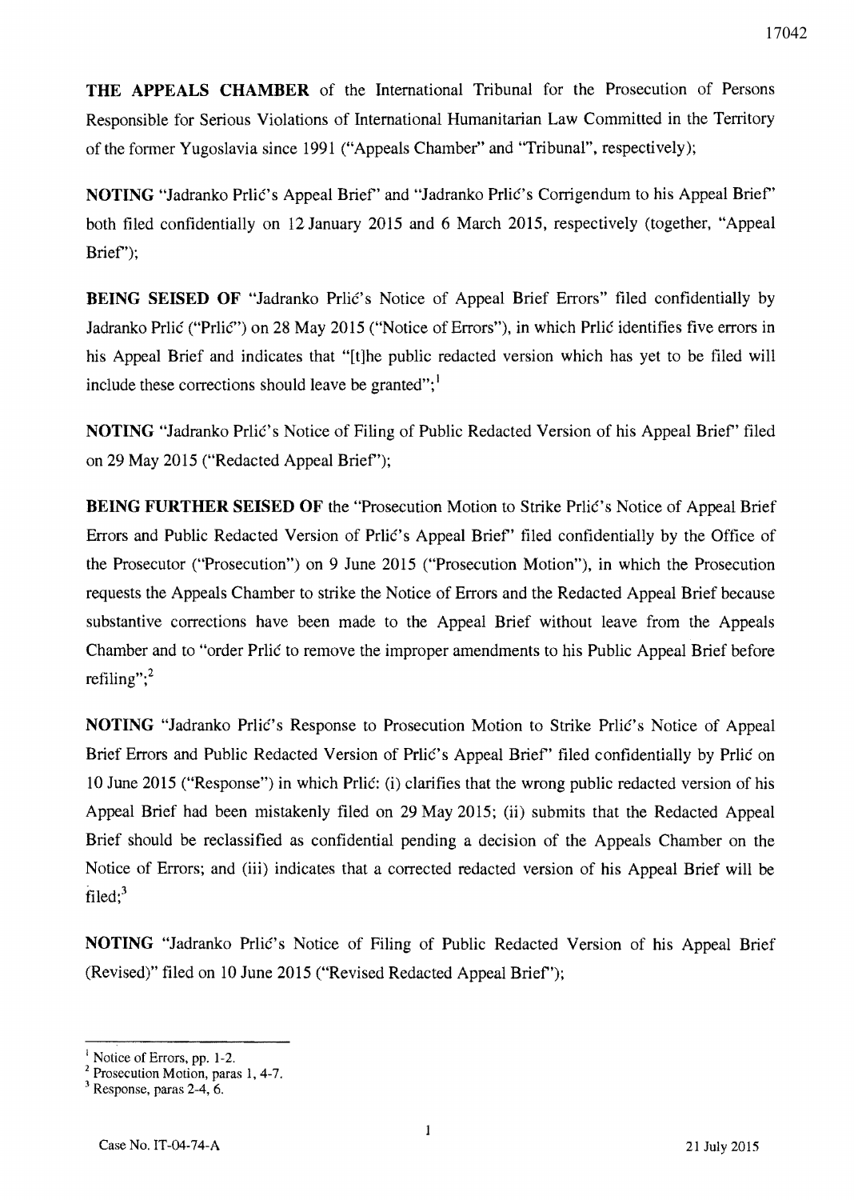**THE APPEALS CHAMBER** of the International Tribunal for the Prosecution of Persons Responsible for Serious Violations of International Humanitarian Law Committed in the Territory of the former Yugoslavia since 1991 ("Appeals Chamber" and "Tribunal", respectively);

**NOTING** "Jadranko Prlić's Appeal Brief" and "Jadranko Prlić's Corrigendum to his Appeal Brief" both filed confidentially on 12 January 2015 and 6 March 2015, respectively (together, "Appeal Brief");

**BEING SEISED OF** "Jadranko Prlić's Notice of Appeal Brief Errors" filed confidentially by Jadranko Prlić ("Prlić") on 28 May 2015 ("Notice of Errors"), in which Prlić identifies five errors in his Appeal Brief and indicates that "[t]he public redacted version which has yet to be filed will include these corrections should leave be granted";[1]

**NOTING** "Jadranko Prlić's Notice of Filing of Public Redacted Version of his Appeal Brief" filed on 29 May 2015 ("Redacted Appeal Brief");

**BEING FURTHER SEISED OF** the "Prosecution Motion to Strike Prlić's Notice of Appeal Brief Errors and Public Redacted Version of Prlić's Appeal Brief" filed confidentially by the Office of the Prosecutor ("Prosecution") on 9 June 2015 ("Prosecution Motion"), in which the Prosecution requests the Appeals Chamber to strike the Notice of Errors and the Redacted Appeal Brief because substantive corrections have been made to the Appeal Brief without leave from the Appeals Chamber and to "order Prlić to remove the improper amendments to his Public Appeal Brief before refiling";[2]

**NOTING** "Jadranko Prlić's Response to Prosecution Motion to Strike Prlić's Notice of Appeal Brief Errors and Public Redacted Version of Prlić's Appeal Brief" filed confidentially by Prlić on 10 June 2015 ("Response") in which Prlić: (i) clarifies that the wrong public redacted version of his Appeal Brief had been mistakenly filed on 29 May 2015; (ii) submits that the Redacted Appeal Brief should be reclassified as confidential pending a decision of the Appeals Chamber on the Notice of Errors; and (iii) indicates that a corrected redacted version of his Appeal Brief will be filed;[3]

**NOTING** "Jadranko Prlić's Notice of Filing of Public Redacted Version of his Appeal Brief (Revised)" filed on 10 June 2015 ("Revised Redacted Appeal Brief");

---

[1] Notice of Errors, pp. 1-2.

[2] Prosecution Motion, paras 1, 4-7.

[3] Response, paras 2-4, 6.

Case No. IT-04-74-A 21 July 2015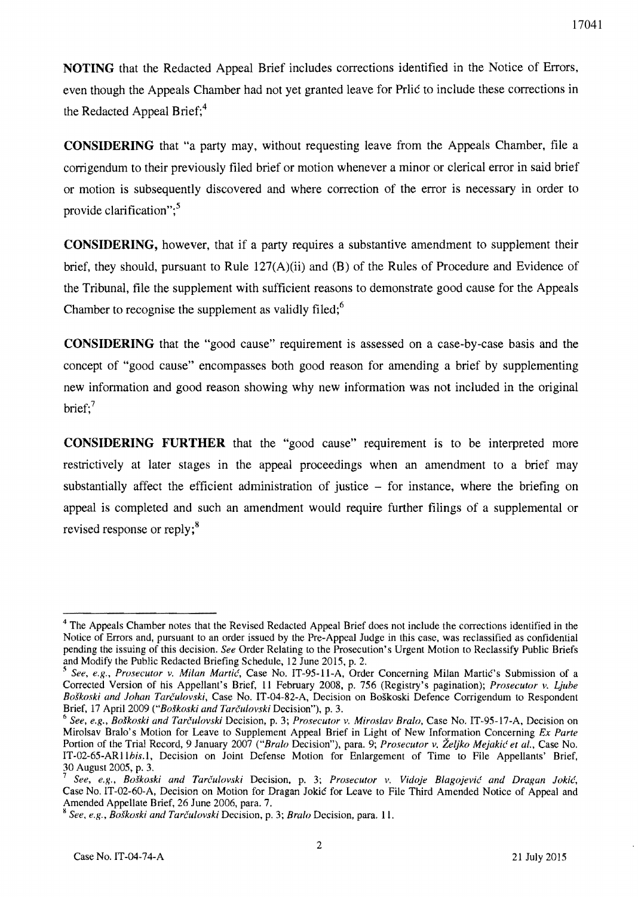**NOTING** that the Redacted Appeal Brief includes corrections identified in the Notice of Errors, even though the Appeals Chamber had not yet granted leave for Prlić to include these corrections in the Redacted Appeal Brief;[4]

**CONSIDERING** that "a party may, without requesting leave from the Appeals Chamber, file a corrigendum to their previously filed brief or motion whenever a minor or clerical error in said brief or motion is subsequently discovered and where correction of the error is necessary in order to provide clarification";[5]

**CONSIDERING,** however, that if a party requires a substantive amendment to supplement their brief, they should, pursuant to Rule 127(A)(ii) and (B) of the Rules of Procedure and Evidence of the Tribunal, file the supplement with sufficient reasons to demonstrate good cause for the Appeals Chamber to recognise the supplement as validly filed;[6]

**CONSIDERING** that the "good cause" requirement is assessed on a case-by-case basis and the concept of "good cause" encompasses both good reason for amending a brief by supplementing new information and good reason showing why new information was not included in the original brief;[7]

**CONSIDERING FURTHER** that the "good cause" requirement is to be interpreted more restrictively at later stages in the appeal proceedings when an amendment to a brief may substantially affect the efficient administration of justice – for instance, where the briefing on appeal is completed and such an amendment would require further filings of a supplemental or revised response or reply;[8]

---

[4] The Appeals Chamber notes that the Revised Redacted Appeal Brief does not include the corrections identified in the Notice of Errors and, pursuant to an order issued by the Pre-Appeal Judge in this case, was reclassified as confidential pending the issuing of this decision. *See* Order Relating to the Prosecution's Urgent Motion to Reclassify Public Briefs and Modify the Public Redacted Briefing Schedule, 12 June 2015, p. 2.

[5] *See, e.g., Prosecutor v. Milan Martić*, Case No. IT-95-11-A, Order Concerning Milan Martić's Submission of a Corrected Version of his Appellant's Brief, 11 February 2008, p. 756 (Registry's pagination); *Prosecutor v. Ljube Boškoski and Johan Tarčulovski*, Case No. IT-04-82-A, Decision on Boškoski Defence Corrigendum to Respondent Brief, 17 April 2009 ("*Boškoski and Tarčulovski* Decision"), p. 3.

[6] *See, e.g., Boškoski and Tarčulovski* Decision, p. 3; *Prosecutor v. Miroslav Bralo*, Case No. IT-95-17-A, Decision on Mirolsav Bralo's Motion for Leave to Supplement Appeal Brief in Light of New Information Concerning *Ex Parte* Portion of the Trial Record, 9 January 2007 ("*Bralo* Decision"), para. 9; *Prosecutor v. Željko Mejakić et al.*, Case No. IT-02-65-AR11*bis*.1, Decision on Joint Defense Motion for Enlargement of Time to File Appellants' Brief, 30 August 2005, p. 3.

[7] *See, e.g., Boškoski and Tarčulovski* Decision, p. 3; *Prosecutor v. Vidoje Blagojević and Dragan Jokić*, Case No. IT-02-60-A, Decision on Motion for Dragan Jokić for Leave to File Third Amended Notice of Appeal and Amended Appellate Brief, 26 June 2006, para. 7.

[8] *See, e.g., Boškoski and Tarčulovski* Decision, p. 3; *Bralo* Decision, para. 11.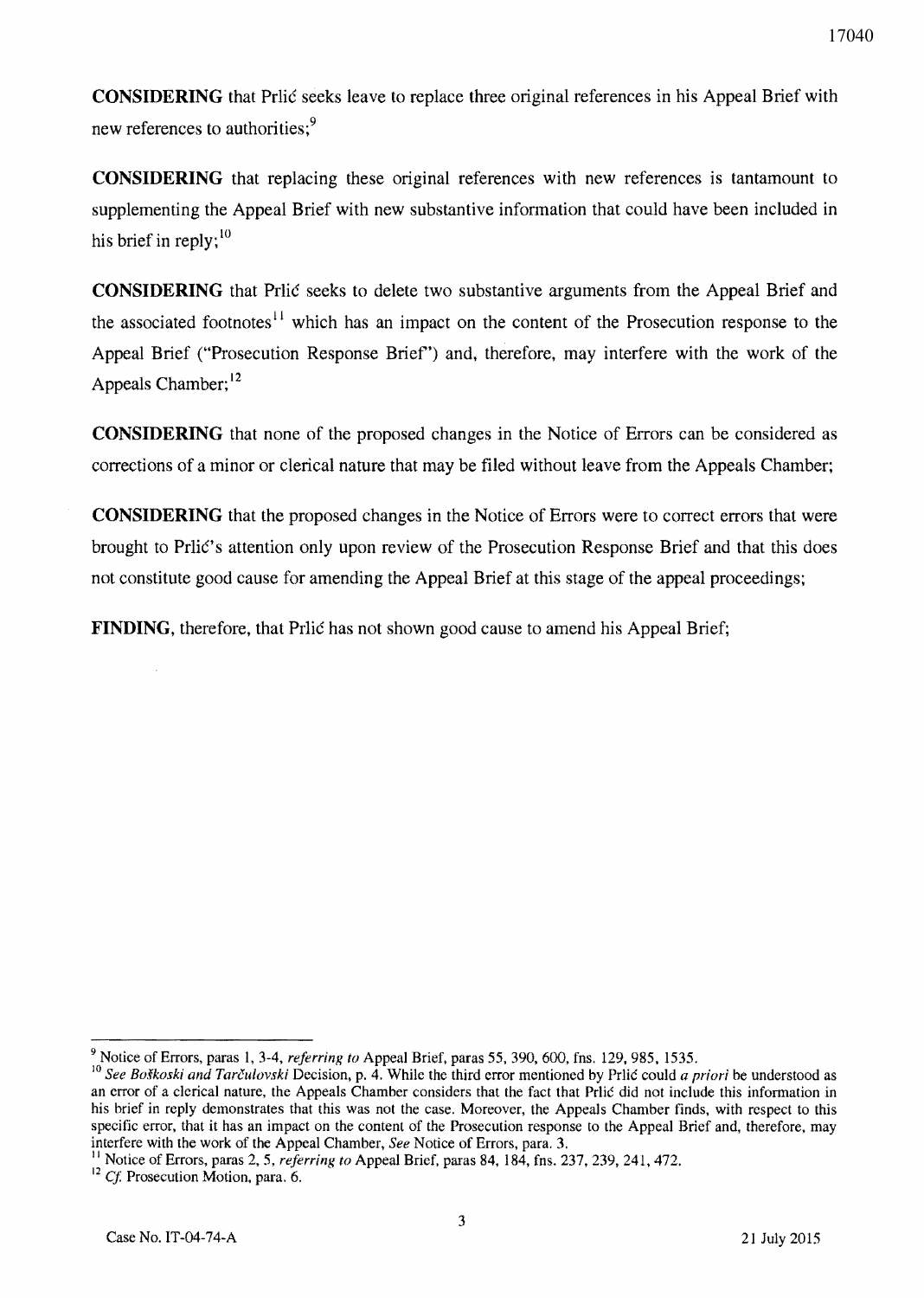**CONSIDERING** that Prlić seeks leave to replace three original references in his Appeal Brief with new references to authorities;[9]

**CONSIDERING** that replacing these original references with new references is tantamount to supplementing the Appeal Brief with new substantive information that could have been included in his brief in reply;[10]

**CONSIDERING** that Prlić seeks to delete two substantive arguments from the Appeal Brief and the associated footnotes[11] which has an impact on the content of the Prosecution response to the Appeal Brief ("Prosecution Response Brief") and, therefore, may interfere with the work of the Appeals Chamber;[12]

**CONSIDERING** that none of the proposed changes in the Notice of Errors can be considered as corrections of a minor or clerical nature that may be filed without leave from the Appeals Chamber;

**CONSIDERING** that the proposed changes in the Notice of Errors were to correct errors that were brought to Prlić's attention only upon review of the Prosecution Response Brief and that this does not constitute good cause for amending the Appeal Brief at this stage of the appeal proceedings;

**FINDING**, therefore, that Prlić has not shown good cause to amend his Appeal Brief;

---

[9] Notice of Errors, paras 1, 3-4, *referring to* Appeal Brief, paras 55, 390, 600, fns. 129, 985, 1535.

[10] *See Boškoski and Tarčulovski* Decision, p. 4. While the third error mentioned by Prlić could *a priori* be understood as an error of a clerical nature, the Appeals Chamber considers that the fact that Prlić did not include this information in his brief in reply demonstrates that this was not the case. Moreover, the Appeals Chamber finds, with respect to this specific error, that it has an impact on the content of the Prosecution response to the Appeal Brief and, therefore, may interfere with the work of the Appeal Chamber, *See* Notice of Errors, para. 3.

[11] Notice of Errors, paras 2, 5, *referring to* Appeal Brief, paras 84, 184, fns. 237, 239, 241, 472.

[12] *Cf.* Prosecution Motion, para. 6.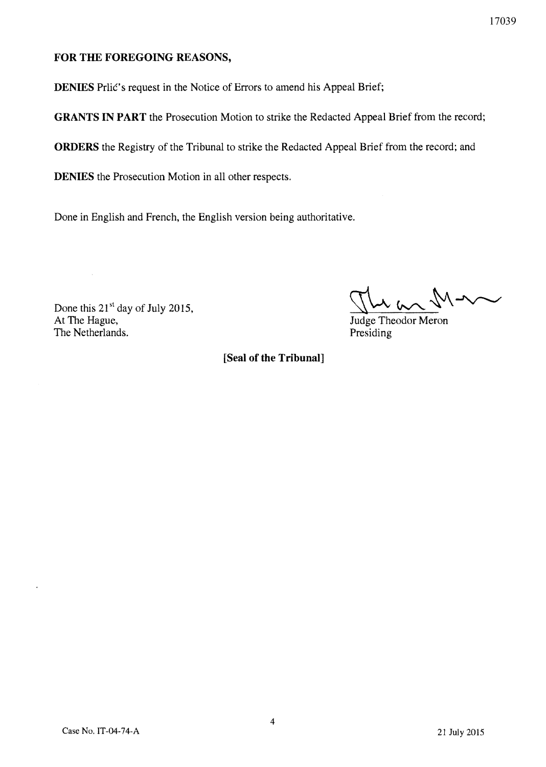**FOR THE FOREGOING REASONS,**

**DENIES** Prlić's request in the Notice of Errors to amend his Appeal Brief;

**GRANTS IN PART** the Prosecution Motion to strike the Redacted Appeal Brief from the record;

**ORDERS** the Registry of the Tribunal to strike the Redacted Appeal Brief from the record; and

**DENIES** the Prosecution Motion in all other respects.

Done in English and French, the English version being authoritative.

Done this 21st day of July 2015,
At The Hague,
The Netherlands.

Judge Theodor Meron
Presiding

**[Seal of the Tribunal]**